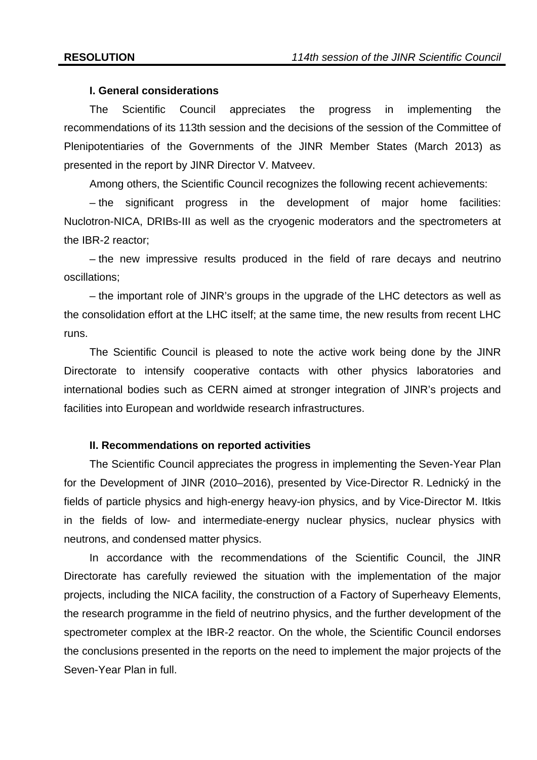### I. General considerations

The Scientific Council appreciates the progress in implementing the recommendations of its 113th session and the decisions of the session of the Committee of Plenipotentiaries of the Governments of the JINR Member States (March 2013) as presented in the report by JINR Director V. Matveev.

Among others, the Scientific Council recognizes the following recent achievements:

– the significant progress in the development of major home facilities: Nuclotron-NICA, DRIBs-III as well as the cryogenic moderators and the spectrometers at the IBR-2 reactor;

– the new impressive results produced in the field of rare decays and neutrino oscillations;

– the important role of JINR's groups in the upgrade of the LHC detectors as well as the consolidation effort at the LHC itself; at the same time, the new results from recent LHC runs.

The Scientific Council is pleased to note the active work being done by the JINR Directorate to intensify cooperative contacts with other physics laboratories and international bodies such as CERN aimed at stronger integration of JINR's projects and facilities into European and worldwide research infrastructures.

### II. Recommendations on reported activities

The Scientific Council appreciates the progress in implementing the Seven-Year Plan for the Development of JINR (2010–2016), presented by Vice-Director R. Lednický in the fields of particle physics and high-energy heavy-ion physics, and by Vice-Director M. Itkis in the fields of low- and intermediate-energy nuclear physics, nuclear physics with neutrons, and condensed matter physics.

In accordance with the recommendations of the Scientific Council, the JINR Directorate has carefully reviewed the situation with the implementation of the major projects, including the NICA facility, the construction of a Factory of Superheavy Elements, the research programme in the field of neutrino physics, and the further development of the spectrometer complex at the IBR-2 reactor. On the whole, the Scientific Council endorses the conclusions presented in the reports on the need to implement the major projects of the Seven-Year Plan in full.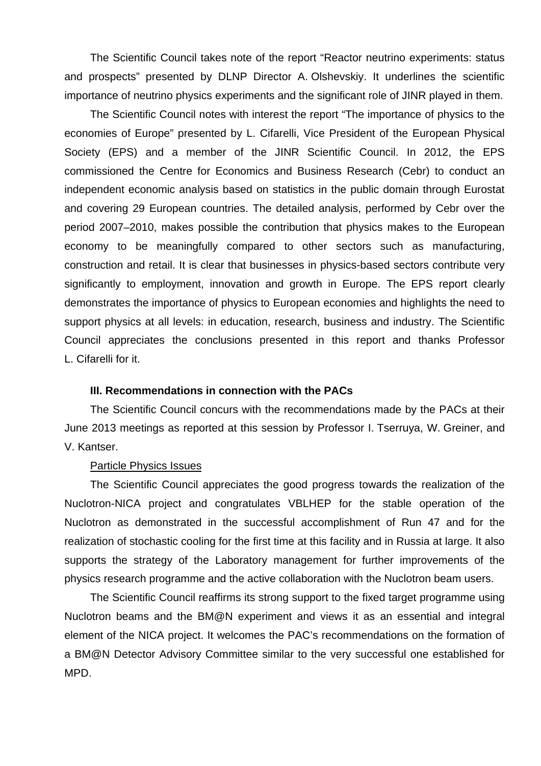The Scientific Council takes note of the report "Reactor neutrino experiments: status and prospects" presented by DLNP Director A. Olshevskiy. It underlines the scientific importance of neutrino physics experiments and the significant role of JINR played in them.

The Scientific Council notes with interest the report "The importance of physics to the economies of Europe" presented by L. Cifarelli, Vice President of the European Physical Society (EPS) and a member of the JINR Scientific Council. In 2012, the EPS commissioned the Centre for Economics and Business Research (Cebr) to conduct an independent economic analysis based on statistics in the public domain through Eurostat and covering 29 European countries. The detailed analysis, performed by Cebr over the period 2007–2010, makes possible the contribution that physics makes to the European economy to be meaningfully compared to other sectors such as manufacturing, construction and retail. It is clear that businesses in physics-based sectors contribute very significantly to employment, innovation and growth in Europe. The EPS report clearly demonstrates the importance of physics to European economies and highlights the need to support physics at all levels: in education, research, business and industry. The Scientific Council appreciates the conclusions presented in this report and thanks Professor L. Cifarelli for it.

**III. Recommendations in connection with the PACs**

The Scientific Council concurs with the recommendations made by the PACs at their June 2013 meetings as reported at this session by Professor I. Tserruya, W. Greiner, and V. Kantser.

<u>Particle Physics Issues</u>

The Scientific Council appreciates the good progress towards the realization of the Nuclotron-NICA project and congratulates VBLHEP for the stable operation of the Nuclotron as demonstrated in the successful accomplishment of Run 47 and for the realization of stochastic cooling for the first time at this facility and in Russia at large. It also supports the strategy of the Laboratory management for further improvements of the physics research programme and the active collaboration with the Nuclotron beam users.

The Scientific Council reaffirms its strong support to the fixed target programme using Nuclotron beams and the BM@N experiment and views it as an essential and integral element of the NICA project. It welcomes the PAC's recommendations on the formation of a BM@N Detector Advisory Committee similar to the very successful one established for MPD.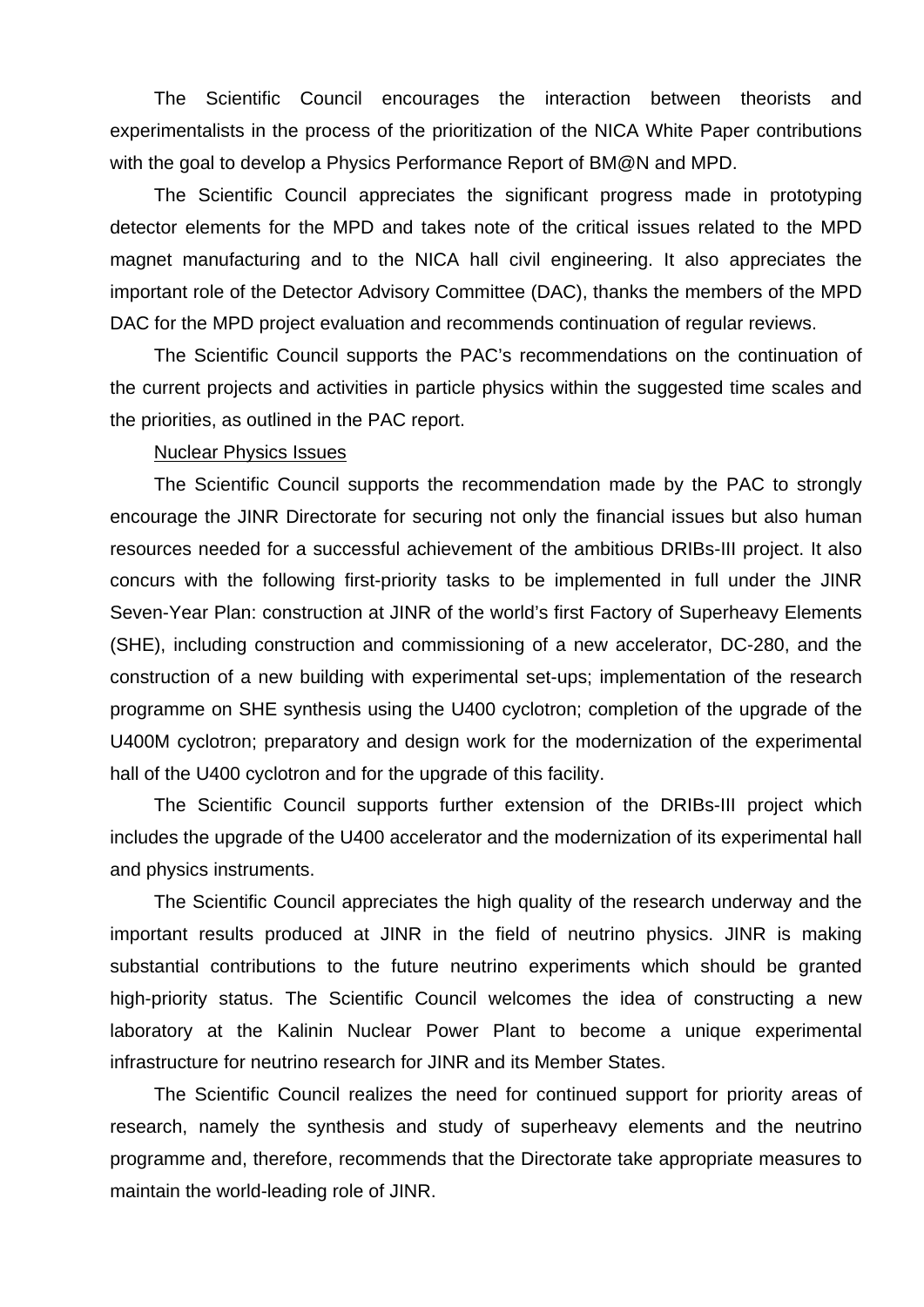The Scientific Council encourages the interaction between theorists and experimentalists in the process of the prioritization of the NICA White Paper contributions with the goal to develop a Physics Performance Report of BM@N and MPD.

The Scientific Council appreciates the significant progress made in prototyping detector elements for the MPD and takes note of the critical issues related to the MPD magnet manufacturing and to the NICA hall civil engineering. It also appreciates the important role of the Detector Advisory Committee (DAC), thanks the members of the MPD DAC for the MPD project evaluation and recommends continuation of regular reviews.

The Scientific Council supports the PAC's recommendations on the continuation of the current projects and activities in particle physics within the suggested time scales and the priorities, as outlined in the PAC report.

Nuclear Physics Issues

The Scientific Council supports the recommendation made by the PAC to strongly encourage the JINR Directorate for securing not only the financial issues but also human resources needed for a successful achievement of the ambitious DRIBs-III project. It also concurs with the following first-priority tasks to be implemented in full under the JINR Seven-Year Plan: construction at JINR of the world's first Factory of Superheavy Elements (SHE), including construction and commissioning of a new accelerator, DC-280, and the construction of a new building with experimental set-ups; implementation of the research programme on SHE synthesis using the U400 cyclotron; completion of the upgrade of the U400M cyclotron; preparatory and design work for the modernization of the experimental hall of the U400 cyclotron and for the upgrade of this facility.

The Scientific Council supports further extension of the DRIBs-III project which includes the upgrade of the U400 accelerator and the modernization of its experimental hall and physics instruments.

The Scientific Council appreciates the high quality of the research underway and the important results produced at JINR in the field of neutrino physics. JINR is making substantial contributions to the future neutrino experiments which should be granted high-priority status. The Scientific Council welcomes the idea of constructing a new laboratory at the Kalinin Nuclear Power Plant to become a unique experimental infrastructure for neutrino research for JINR and its Member States.

The Scientific Council realizes the need for continued support for priority areas of research, namely the synthesis and study of superheavy elements and the neutrino programme and, therefore, recommends that the Directorate take appropriate measures to maintain the world-leading role of JINR.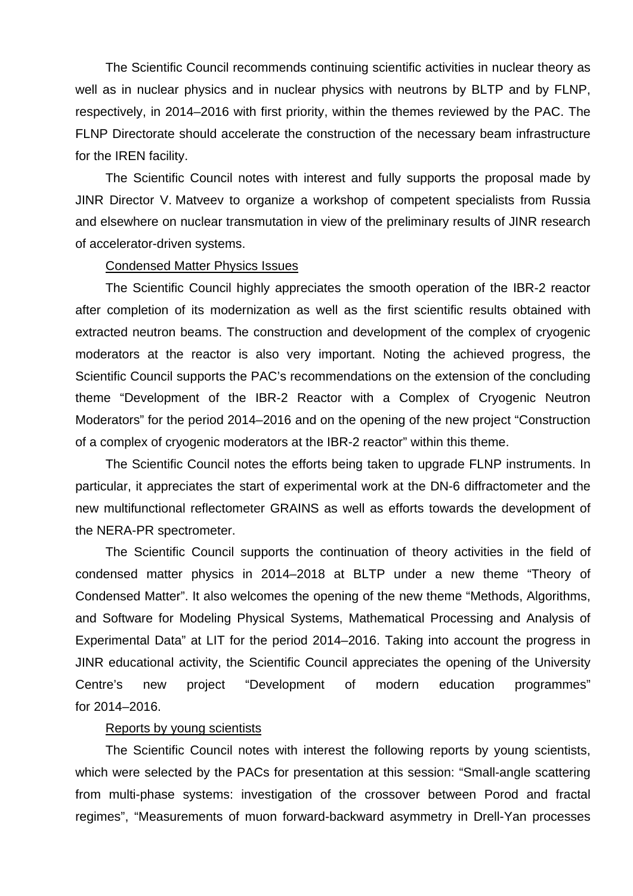The Scientific Council recommends continuing scientific activities in nuclear theory as well as in nuclear physics and in nuclear physics with neutrons by BLTP and by FLNP, respectively, in 2014–2016 with first priority, within the themes reviewed by the PAC. The FLNP Directorate should accelerate the construction of the necessary beam infrastructure for the IREN facility.

The Scientific Council notes with interest and fully supports the proposal made by JINR Director V. Matveev to organize a workshop of competent specialists from Russia and elsewhere on nuclear transmutation in view of the preliminary results of JINR research of accelerator-driven systems.

Condensed Matter Physics Issues

The Scientific Council highly appreciates the smooth operation of the IBR-2 reactor after completion of its modernization as well as the first scientific results obtained with extracted neutron beams. The construction and development of the complex of cryogenic moderators at the reactor is also very important. Noting the achieved progress, the Scientific Council supports the PAC's recommendations on the extension of the concluding theme "Development of the IBR-2 Reactor with a Complex of Cryogenic Neutron Moderators" for the period 2014–2016 and on the opening of the new project "Construction of a complex of cryogenic moderators at the IBR-2 reactor" within this theme.

The Scientific Council notes the efforts being taken to upgrade FLNP instruments. In particular, it appreciates the start of experimental work at the DN-6 diffractometer and the new multifunctional reflectometer GRAINS as well as efforts towards the development of the NERA-PR spectrometer.

The Scientific Council supports the continuation of theory activities in the field of condensed matter physics in 2014–2018 at BLTP under a new theme "Theory of Condensed Matter". It also welcomes the opening of the new theme "Methods, Algorithms, and Software for Modeling Physical Systems, Mathematical Processing and Analysis of Experimental Data" at LIT for the period 2014–2016. Taking into account the progress in JINR educational activity, the Scientific Council appreciates the opening of the University Centre's new project "Development of modern education programmes" for 2014–2016.

Reports by young scientists

The Scientific Council notes with interest the following reports by young scientists, which were selected by the PACs for presentation at this session: "Small-angle scattering from multi-phase systems: investigation of the crossover between Porod and fractal regimes", "Measurements of muon forward-backward asymmetry in Drell-Yan processes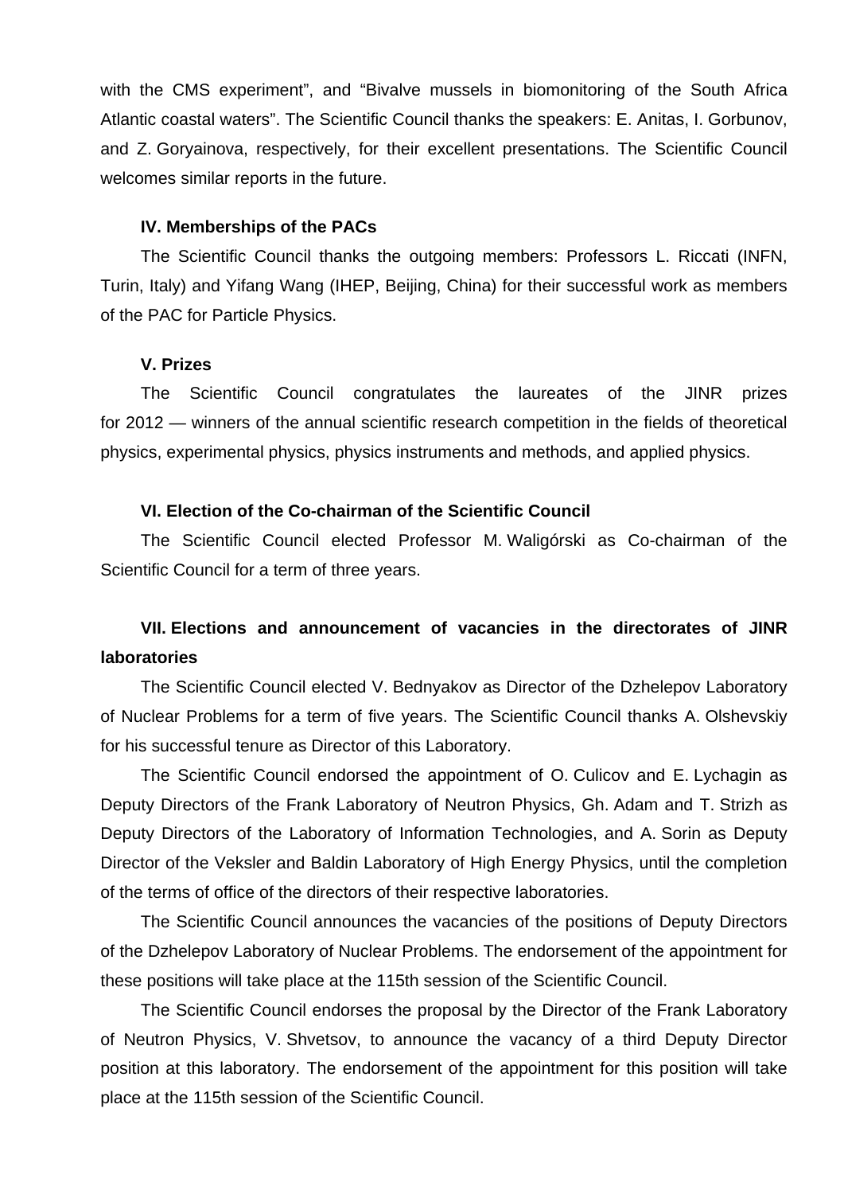with the CMS experiment", and "Bivalve mussels in biomonitoring of the South Africa Atlantic coastal waters". The Scientific Council thanks the speakers: E. Anitas, I. Gorbunov, and Z. Goryainova, respectively, for their excellent presentations. The Scientific Council welcomes similar reports in the future.

### IV. Memberships of the PACs

The Scientific Council thanks the outgoing members: Professors L. Riccati (INFN, Turin, Italy) and Yifang Wang (IHEP, Beijing, China) for their successful work as members of the PAC for Particle Physics.

### V. Prizes

The Scientific Council congratulates the laureates of the JINR prizes for 2012 — winners of the annual scientific research competition in the fields of theoretical physics, experimental physics, physics instruments and methods, and applied physics.

### VI. Election of the Co-chairman of the Scientific Council

The Scientific Council elected Professor M. Waligórski as Co-chairman of the Scientific Council for a term of three years.

### VII. Elections and announcement of vacancies in the directorates of JINR laboratories

The Scientific Council elected V. Bednyakov as Director of the Dzhelepov Laboratory of Nuclear Problems for a term of five years. The Scientific Council thanks A. Olshevskiy for his successful tenure as Director of this Laboratory.

The Scientific Council endorsed the appointment of O. Culicov and E. Lychagin as Deputy Directors of the Frank Laboratory of Neutron Physics, Gh. Adam and T. Strizh as Deputy Directors of the Laboratory of Information Technologies, and A. Sorin as Deputy Director of the Veksler and Baldin Laboratory of High Energy Physics, until the completion of the terms of office of the directors of their respective laboratories.

The Scientific Council announces the vacancies of the positions of Deputy Directors of the Dzhelepov Laboratory of Nuclear Problems. The endorsement of the appointment for these positions will take place at the 115th session of the Scientific Council.

The Scientific Council endorses the proposal by the Director of the Frank Laboratory of Neutron Physics, V. Shvetsov, to announce the vacancy of a third Deputy Director position at this laboratory. The endorsement of the appointment for this position will take place at the 115th session of the Scientific Council.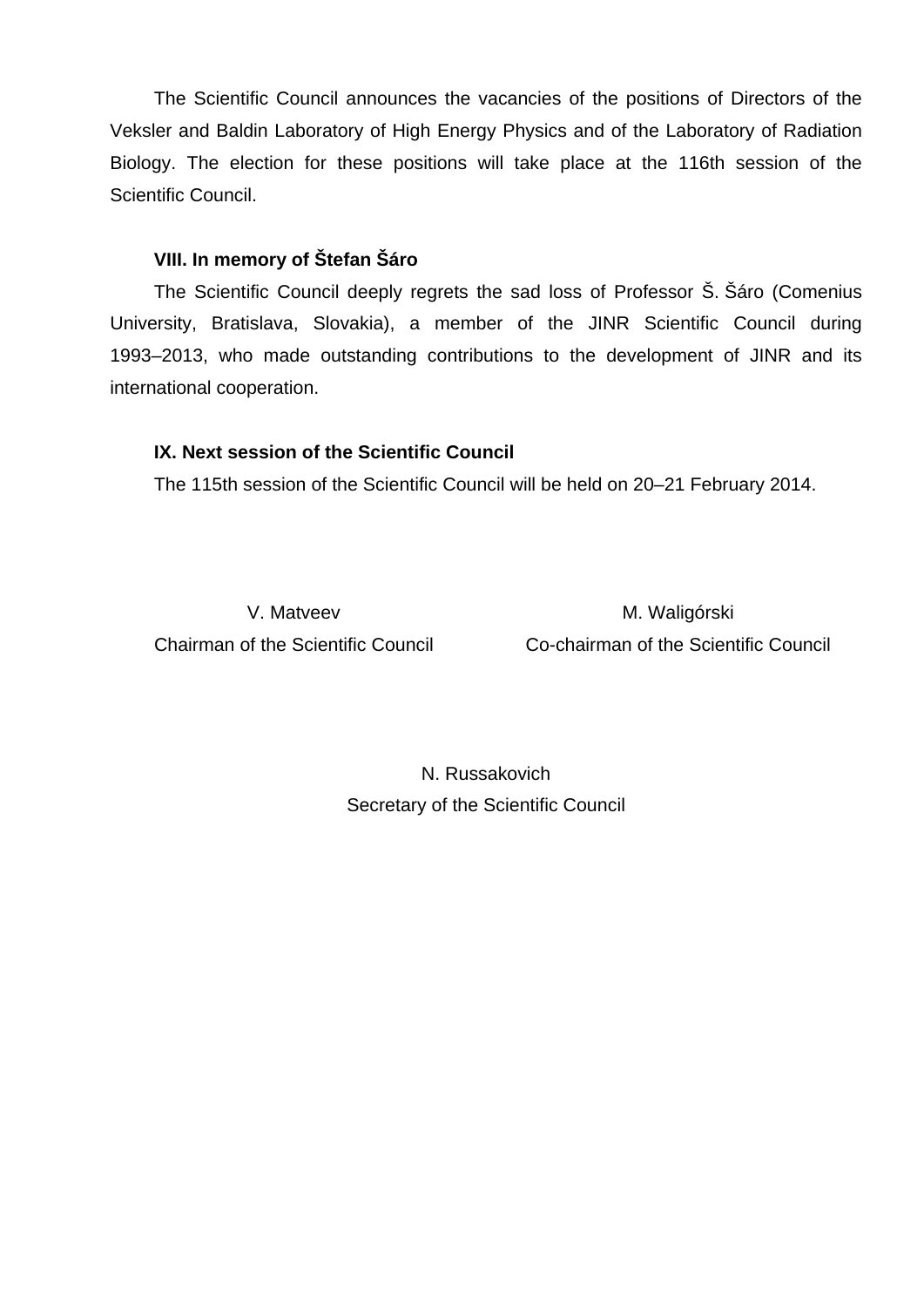The Scientific Council announces the vacancies of the positions of Directors of the Veksler and Baldin Laboratory of High Energy Physics and of the Laboratory of Radiation Biology. The election for these positions will take place at the 116th session of the Scientific Council.

**VIII. In memory of Štefan Šáro**

The Scientific Council deeply regrets the sad loss of Professor Š. Šáro (Comenius University, Bratislava, Slovakia), a member of the JINR Scientific Council during 1993–2013, who made outstanding contributions to the development of JINR and its international cooperation.

**IX. Next session of the Scientific Council**

The 115th session of the Scientific Council will be held on 20–21 February 2014.

V. Matveev
Chairman of the Scientific Council

M. Waligórski
Co-chairman of the Scientific Council

N. Russakovich
Secretary of the Scientific Council